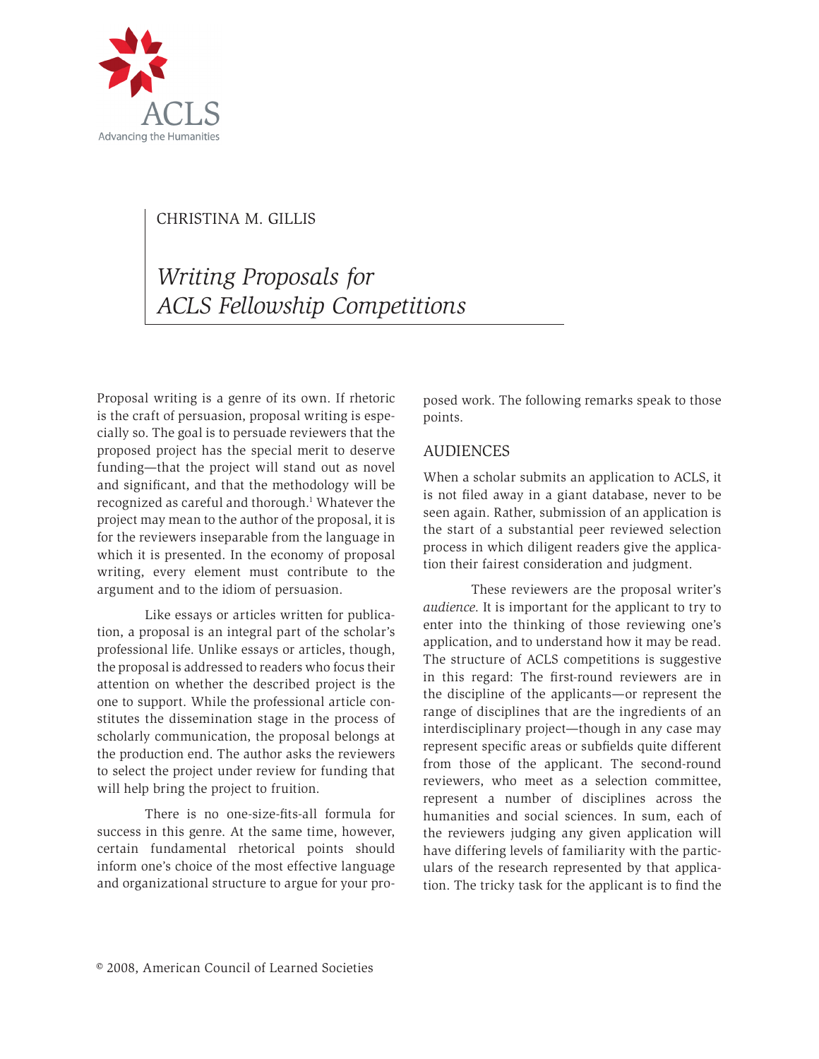ACLS

Advancing the Humanities

CHRISTINA M. GILLIS

# *Writing Proposals for ACLS Fellowship Competitions*

Proposal writing is a genre of its own. If rhetoric is the craft of persuasion, proposal writing is especially so. The goal is to persuade reviewers that the proposed project has the special merit to deserve funding—that the project will stand out as novel and significant, and that the methodology will be recognized as careful and thorough.[1] Whatever the project may mean to the author of the proposal, it is for the reviewers inseparable from the language in which it is presented. In the economy of proposal writing, every element must contribute to the argument and to the idiom of persuasion.

Like essays or articles written for publication, a proposal is an integral part of the scholar's professional life. Unlike essays or articles, though, the proposal is addressed to readers who focus their attention on whether the described project is the one to support. While the professional article constitutes the dissemination stage in the process of scholarly communication, the proposal belongs at the production end. The author asks the reviewers to select the project under review for funding that will help bring the project to fruition.

There is no one-size-fits-all formula for success in this genre. At the same time, however, certain fundamental rhetorical points should inform one's choice of the most effective language and organizational structure to argue for your proposed work. The following remarks speak to those points.

## AUDIENCES

When a scholar submits an application to ACLS, it is not filed away in a giant database, never to be seen again. Rather, submission of an application is the start of a substantial peer reviewed selection process in which diligent readers give the application their fairest consideration and judgment.

These reviewers are the proposal writer's *audience*. It is important for the applicant to try to enter into the thinking of those reviewing one's application, and to understand how it may be read. The structure of ACLS competitions is suggestive in this regard: The first-round reviewers are in the discipline of the applicants—or represent the range of disciplines that are the ingredients of an interdisciplinary project—though in any case may represent specific areas or subfields quite different from those of the applicant. The second-round reviewers, who meet as a selection committee, represent a number of disciplines across the humanities and social sciences. In sum, each of the reviewers judging any given application will have differing levels of familiarity with the particulars of the research represented by that application. The tricky task for the applicant is to find the

© 2008, American Council of Learned Societies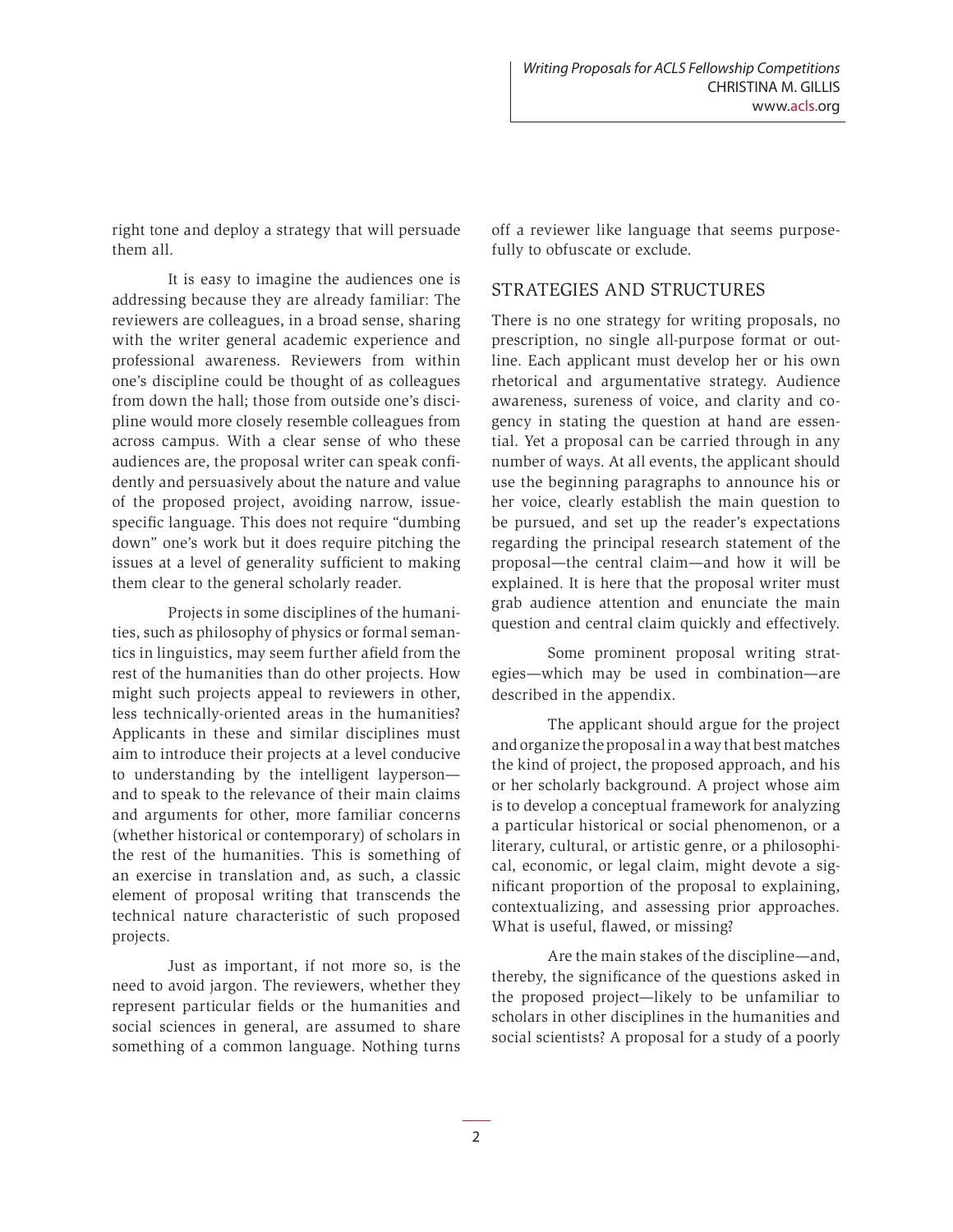right tone and deploy a strategy that will persuade them all.

It is easy to imagine the audiences one is addressing because they are already familiar: The reviewers are colleagues, in a broad sense, sharing with the writer general academic experience and professional awareness. Reviewers from within one's discipline could be thought of as colleagues from down the hall; those from outside one's discipline would more closely resemble colleagues from across campus. With a clear sense of who these audiences are, the proposal writer can speak confidently and persuasively about the nature and value of the proposed project, avoiding narrow, issue-specific language. This does not require "dumbing down" one's work but it does require pitching the issues at a level of generality sufficient to making them clear to the general scholarly reader.

Projects in some disciplines of the humanities, such as philosophy of physics or formal semantics in linguistics, may seem further afield from the rest of the humanities than do other projects. How might such projects appeal to reviewers in other, less technically-oriented areas in the humanities? Applicants in these and similar disciplines must aim to introduce their projects at a level conducive to understanding by the intelligent layperson—and to speak to the relevance of their main claims and arguments for other, more familiar concerns (whether historical or contemporary) of scholars in the rest of the humanities. This is something of an exercise in translation and, as such, a classic element of proposal writing that transcends the technical nature characteristic of such proposed projects.

Just as important, if not more so, is the need to avoid jargon. The reviewers, whether they represent particular fields or the humanities and social sciences in general, are assumed to share something of a common language. Nothing turns off a reviewer like language that seems purposefully to obfuscate or exclude.

## STRATEGIES AND STRUCTURES

There is no one strategy for writing proposals, no prescription, no single all-purpose format or outline. Each applicant must develop her or his own rhetorical and argumentative strategy. Audience awareness, sureness of voice, and clarity and cogency in stating the question at hand are essential. Yet a proposal can be carried through in any number of ways. At all events, the applicant should use the beginning paragraphs to announce his or her voice, clearly establish the main question to be pursued, and set up the reader's expectations regarding the principal research statement of the proposal—the central claim—and how it will be explained. It is here that the proposal writer must grab audience attention and enunciate the main question and central claim quickly and effectively.

Some prominent proposal writing strategies—which may be used in combination—are described in the appendix.

The applicant should argue for the project and organize the proposal in a way that best matches the kind of project, the proposed approach, and his or her scholarly background. A project whose aim is to develop a conceptual framework for analyzing a particular historical or social phenomenon, or a literary, cultural, or artistic genre, or a philosophical, economic, or legal claim, might devote a significant proportion of the proposal to explaining, contextualizing, and assessing prior approaches. What is useful, flawed, or missing?

Are the main stakes of the discipline—and, thereby, the significance of the questions asked in the proposed project—likely to be unfamiliar to scholars in other disciplines in the humanities and social scientists? A proposal for a study of a poorly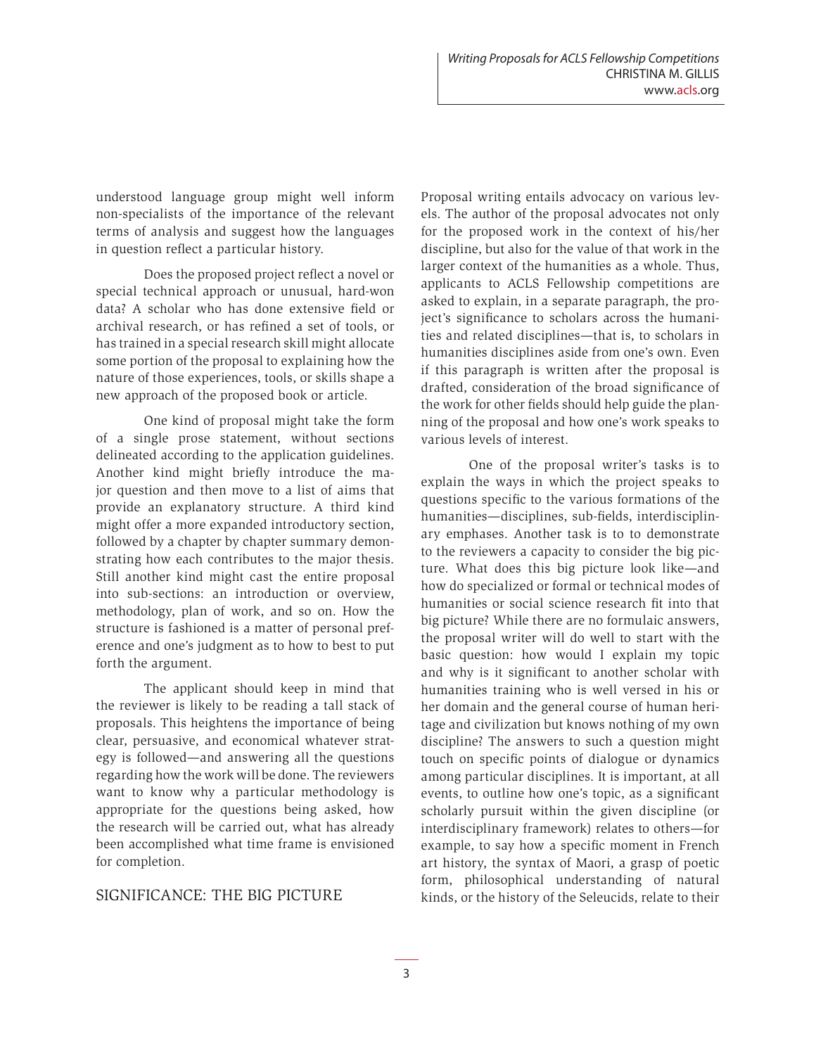understood language group might well inform non-specialists of the importance of the relevant terms of analysis and suggest how the languages in question reflect a particular history.

Does the proposed project reflect a novel or special technical approach or unusual, hard-won data? A scholar who has done extensive field or archival research, or has refined a set of tools, or has trained in a special research skill might allocate some portion of the proposal to explaining how the nature of those experiences, tools, or skills shape a new approach of the proposed book or article.

One kind of proposal might take the form of a single prose statement, without sections delineated according to the application guidelines. Another kind might briefly introduce the major question and then move to a list of aims that provide an explanatory structure. A third kind might offer a more expanded introductory section, followed by a chapter by chapter summary demonstrating how each contributes to the major thesis. Still another kind might cast the entire proposal into sub-sections: an introduction or overview, methodology, plan of work, and so on. How the structure is fashioned is a matter of personal preference and one's judgment as to how to best to put forth the argument.

The applicant should keep in mind that the reviewer is likely to be reading a tall stack of proposals. This heightens the importance of being clear, persuasive, and economical whatever strategy is followed—and answering all the questions regarding how the work will be done. The reviewers want to know why a particular methodology is appropriate for the questions being asked, how the research will be carried out, what has already been accomplished what time frame is envisioned for completion.

## SIGNIFICANCE: THE BIG PICTURE

Proposal writing entails advocacy on various levels. The author of the proposal advocates not only for the proposed work in the context of his/her discipline, but also for the value of that work in the larger context of the humanities as a whole. Thus, applicants to ACLS Fellowship competitions are asked to explain, in a separate paragraph, the project's significance to scholars across the humanities and related disciplines—that is, to scholars in humanities disciplines aside from one's own. Even if this paragraph is written after the proposal is drafted, consideration of the broad significance of the work for other fields should help guide the planning of the proposal and how one's work speaks to various levels of interest.

One of the proposal writer's tasks is to explain the ways in which the project speaks to questions specific to the various formations of the humanities—disciplines, sub-fields, interdisciplinary emphases. Another task is to to demonstrate to the reviewers a capacity to consider the big picture. What does this big picture look like—and how do specialized or formal or technical modes of humanities or social science research fit into that big picture? While there are no formulaic answers, the proposal writer will do well to start with the basic question: how would I explain my topic and why is it significant to another scholar with humanities training who is well versed in his or her domain and the general course of human heritage and civilization but knows nothing of my own discipline? The answers to such a question might touch on specific points of dialogue or dynamics among particular disciplines. It is important, at all events, to outline how one's topic, as a significant scholarly pursuit within the given discipline (or interdisciplinary framework) relates to others—for example, to say how a specific moment in French art history, the syntax of Maori, a grasp of poetic form, philosophical understanding of natural kinds, or the history of the Seleucids, relate to their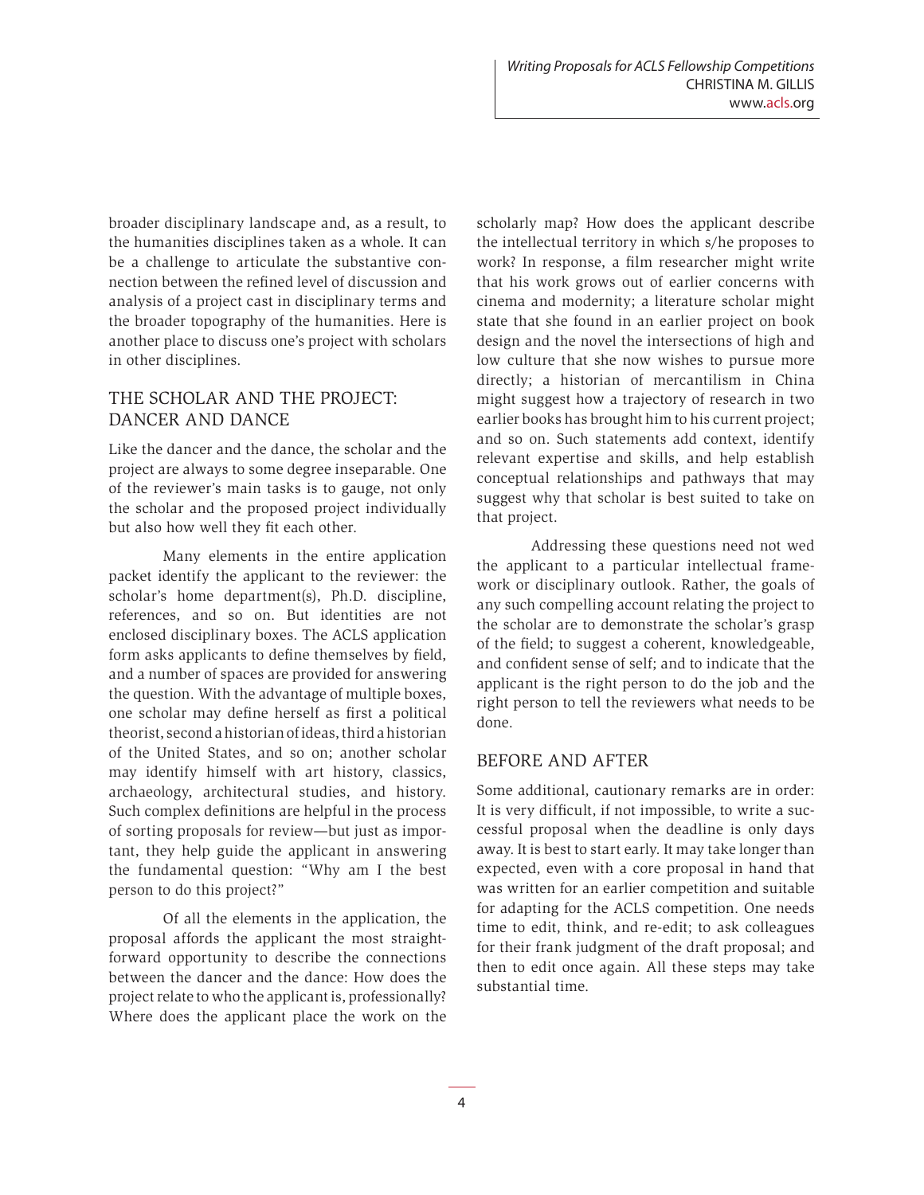broader disciplinary landscape and, as a result, to the humanities disciplines taken as a whole. It can be a challenge to articulate the substantive connection between the refined level of discussion and analysis of a project cast in disciplinary terms and the broader topography of the humanities. Here is another place to discuss one's project with scholars in other disciplines.

## THE SCHOLAR AND THE PROJECT: DANCER AND DANCE

Like the dancer and the dance, the scholar and the project are always to some degree inseparable. One of the reviewer's main tasks is to gauge, not only the scholar and the proposed project individually but also how well they fit each other.

Many elements in the entire application packet identify the applicant to the reviewer: the scholar's home department(s), Ph.D. discipline, references, and so on. But identities are not enclosed disciplinary boxes. The ACLS application form asks applicants to define themselves by field, and a number of spaces are provided for answering the question. With the advantage of multiple boxes, one scholar may define herself as first a political theorist, second a historian of ideas, third a historian of the United States, and so on; another scholar may identify himself with art history, classics, archaeology, architectural studies, and history. Such complex definitions are helpful in the process of sorting proposals for review—but just as important, they help guide the applicant in answering the fundamental question: "Why am I the best person to do this project?"

Of all the elements in the application, the proposal affords the applicant the most straightforward opportunity to describe the connections between the dancer and the dance: How does the project relate to who the applicant is, professionally? Where does the applicant place the work on the scholarly map? How does the applicant describe the intellectual territory in which s/he proposes to work? In response, a film researcher might write that his work grows out of earlier concerns with cinema and modernity; a literature scholar might state that she found in an earlier project on book design and the novel the intersections of high and low culture that she now wishes to pursue more directly; a historian of mercantilism in China might suggest how a trajectory of research in two earlier books has brought him to his current project; and so on. Such statements add context, identify relevant expertise and skills, and help establish conceptual relationships and pathways that may suggest why that scholar is best suited to take on that project.

Addressing these questions need not wed the applicant to a particular intellectual framework or disciplinary outlook. Rather, the goals of any such compelling account relating the project to the scholar are to demonstrate the scholar's grasp of the field; to suggest a coherent, knowledgeable, and confident sense of self; and to indicate that the applicant is the right person to do the job and the right person to tell the reviewers what needs to be done.

## BEFORE AND AFTER

Some additional, cautionary remarks are in order: It is very difficult, if not impossible, to write a successful proposal when the deadline is only days away. It is best to start early. It may take longer than expected, even with a core proposal in hand that was written for an earlier competition and suitable for adapting for the ACLS competition. One needs time to edit, think, and re-edit; to ask colleagues for their frank judgment of the draft proposal; and then to edit once again. All these steps may take substantial time.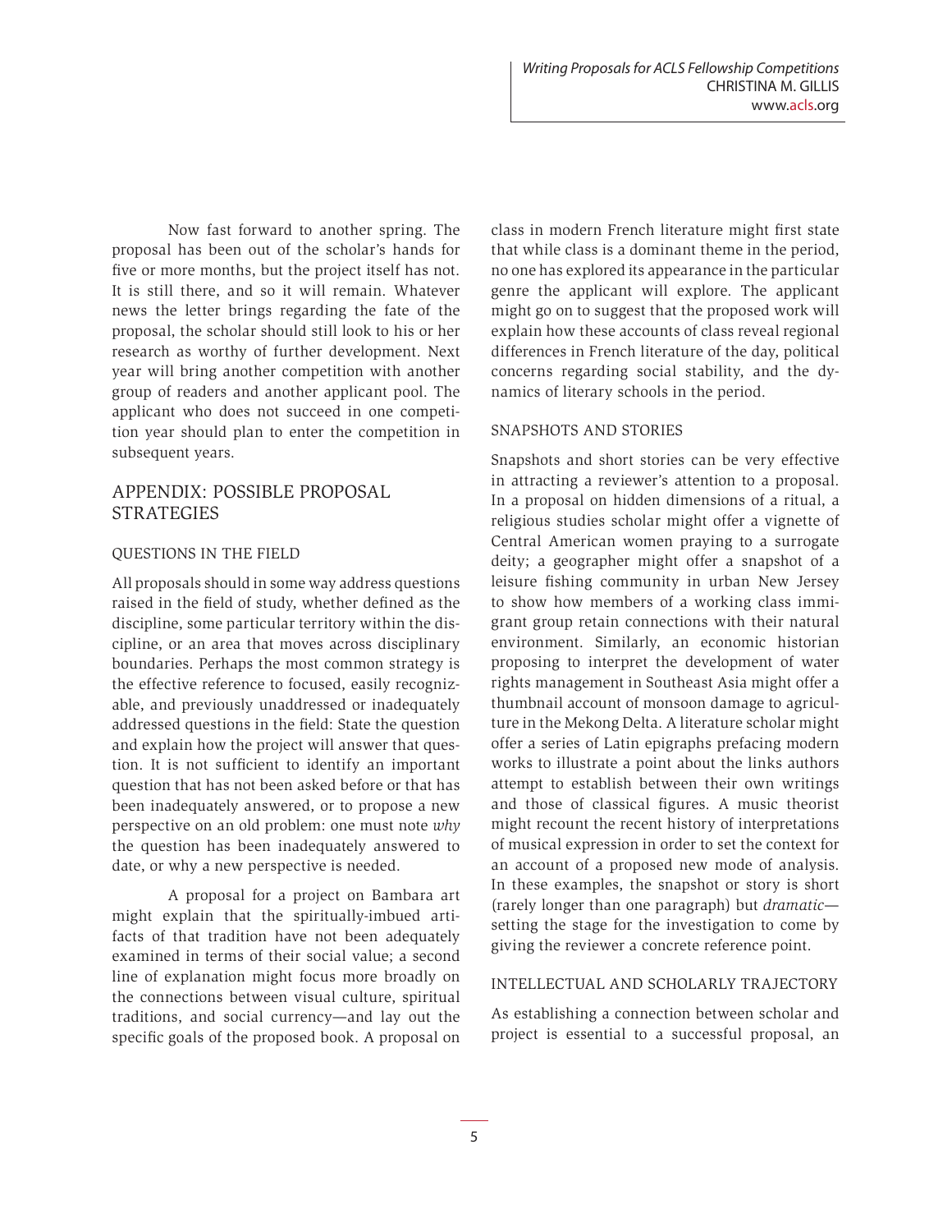Now fast forward to another spring. The proposal has been out of the scholar's hands for five or more months, but the project itself has not. It is still there, and so it will remain. Whatever news the letter brings regarding the fate of the proposal, the scholar should still look to his or her research as worthy of further development. Next year will bring another competition with another group of readers and another applicant pool. The applicant who does not succeed in one competition year should plan to enter the competition in subsequent years.

## APPENDIX: POSSIBLE PROPOSAL STRATEGIES

### QUESTIONS IN THE FIELD

All proposals should in some way address questions raised in the field of study, whether defined as the discipline, some particular territory within the discipline, or an area that moves across disciplinary boundaries. Perhaps the most common strategy is the effective reference to focused, easily recognizable, and previously unaddressed or inadequately addressed questions in the field: State the question and explain how the project will answer that question. It is not sufficient to identify an important question that has not been asked before or that has been inadequately answered, or to propose a new perspective on an old problem: one must note *why* the question has been inadequately answered to date, or why a new perspective is needed.

A proposal for a project on Bambara art might explain that the spiritually-imbued artifacts of that tradition have not been adequately examined in terms of their social value; a second line of explanation might focus more broadly on the connections between visual culture, spiritual traditions, and social currency—and lay out the specific goals of the proposed book. A proposal on class in modern French literature might first state that while class is a dominant theme in the period, no one has explored its appearance in the particular genre the applicant will explore. The applicant might go on to suggest that the proposed work will explain how these accounts of class reveal regional differences in French literature of the day, political concerns regarding social stability, and the dynamics of literary schools in the period.

### SNAPSHOTS AND STORIES

Snapshots and short stories can be very effective in attracting a reviewer's attention to a proposal. In a proposal on hidden dimensions of a ritual, a religious studies scholar might offer a vignette of Central American women praying to a surrogate deity; a geographer might offer a snapshot of a leisure fishing community in urban New Jersey to show how members of a working class immigrant group retain connections with their natural environment. Similarly, an economic historian proposing to interpret the development of water rights management in Southeast Asia might offer a thumbnail account of monsoon damage to agriculture in the Mekong Delta. A literature scholar might offer a series of Latin epigraphs prefacing modern works to illustrate a point about the links authors attempt to establish between their own writings and those of classical figures. A music theorist might recount the recent history of interpretations of musical expression in order to set the context for an account of a proposed new mode of analysis. In these examples, the snapshot or story is short (rarely longer than one paragraph) but *dramatic*—setting the stage for the investigation to come by giving the reviewer a concrete reference point.

### INTELLECTUAL AND SCHOLARLY TRAJECTORY

As establishing a connection between scholar and project is essential to a successful proposal, an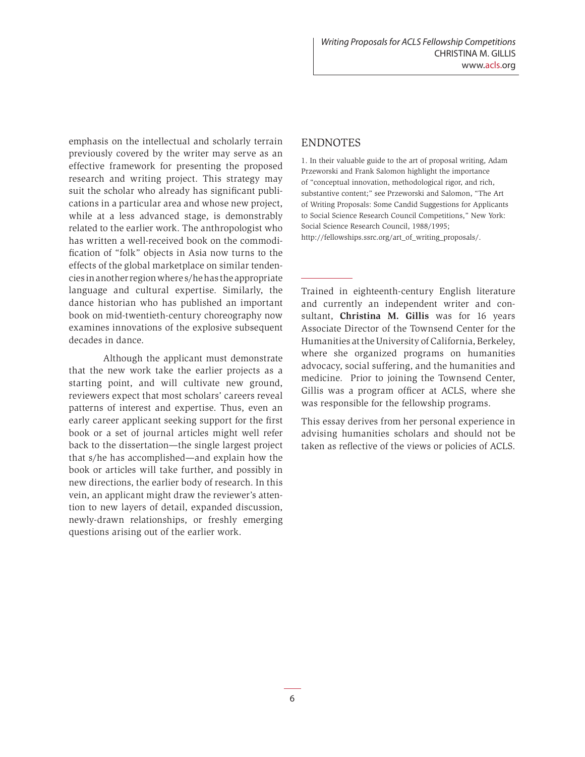emphasis on the intellectual and scholarly terrain previously covered by the writer may serve as an effective framework for presenting the proposed research and writing project. This strategy may suit the scholar who already has significant publications in a particular area and whose new project, while at a less advanced stage, is demonstrably related to the earlier work. The anthropologist who has written a well-received book on the commodification of "folk" objects in Asia now turns to the effects of the global marketplace on similar tendencies in another region where s/he has the appropriate language and cultural expertise. Similarly, the dance historian who has published an important book on mid-twentieth-century choreography now examines innovations of the explosive subsequent decades in dance.

Although the applicant must demonstrate that the new work take the earlier projects as a starting point, and will cultivate new ground, reviewers expect that most scholars' careers reveal patterns of interest and expertise. Thus, even an early career applicant seeking support for the first book or a set of journal articles might well refer back to the dissertation—the single largest project that s/he has accomplished—and explain how the book or articles will take further, and possibly in new directions, the earlier body of research. In this vein, an applicant might draw the reviewer's attention to new layers of detail, expanded discussion, newly-drawn relationships, or freshly emerging questions arising out of the earlier work.

## ENDNOTES

1. In their valuable guide to the art of proposal writing, Adam Przeworski and Frank Salomon highlight the importance of "conceptual innovation, methodological rigor, and rich, substantive content;" see Przeworski and Salomon, "The Art of Writing Proposals: Some Candid Suggestions for Applicants to Social Science Research Council Competitions," New York: Social Science Research Council, 1988/1995; http://fellowships.ssrc.org/art_of_writing_proposals/.

---

Trained in eighteenth-century English literature and currently an independent writer and consultant, **Christina M. Gillis** was for 16 years Associate Director of the Townsend Center for the Humanities at the University of California, Berkeley, where she organized programs on humanities advocacy, social suffering, and the humanities and medicine. Prior to joining the Townsend Center, Gillis was a program officer at ACLS, where she was responsible for the fellowship programs.

This essay derives from her personal experience in advising humanities scholars and should not be taken as reflective of the views or policies of ACLS.